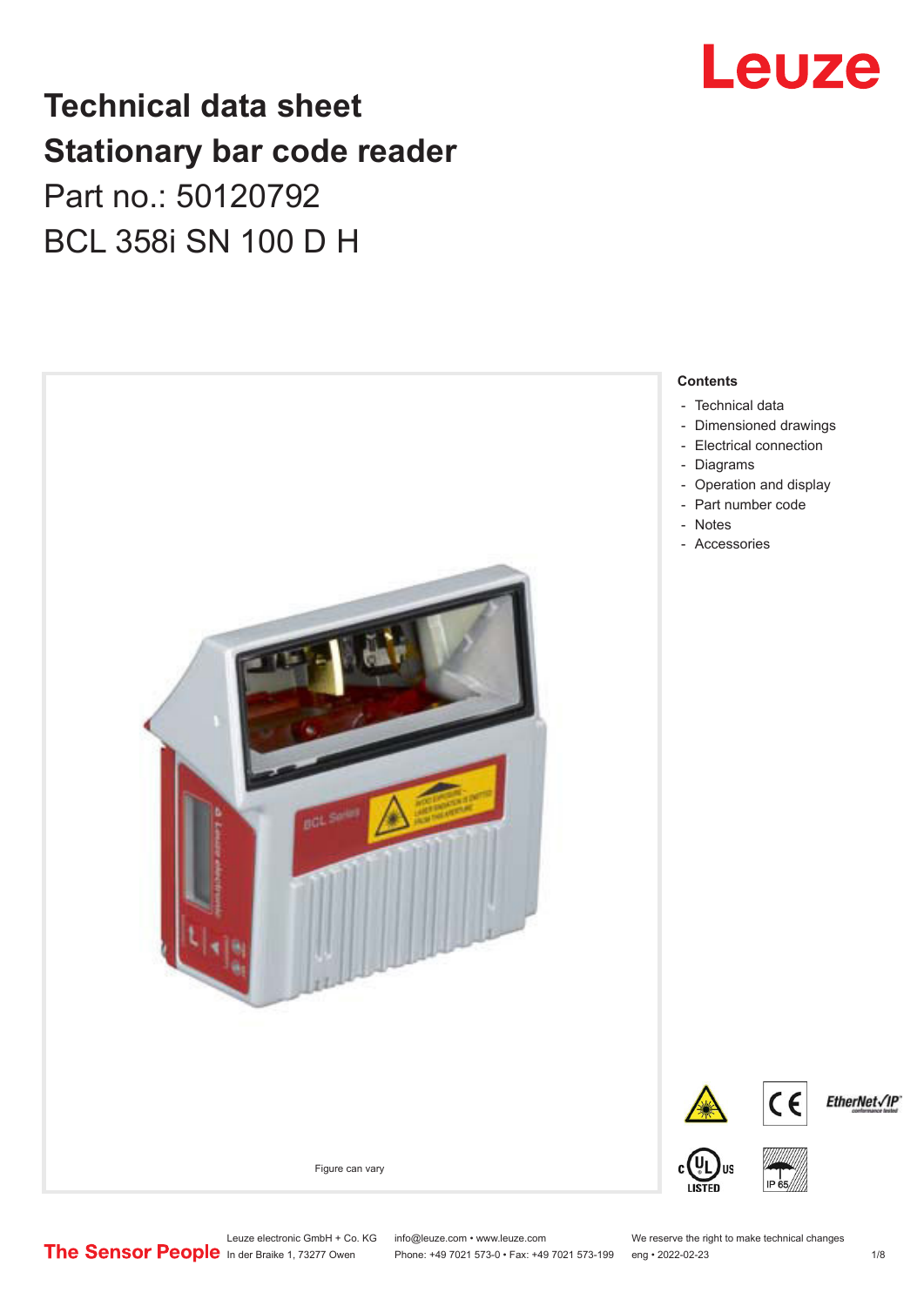# Technical data sheet
# Stationary bar code reader

Part no.: 50120792

BCL 358i SN 100 D H

Figure can vary

**Contents**

- Technical data
- Dimensioned drawings
- Electrical connection
- Diagrams
- Operation and display
- Part number code
- Notes
- Accessories

Leuze electronic GmbH + Co. KG
In der Braike 1, 73277 Owen

info@leuze.com • www.leuze.com
Phone: +49 7021 573-0 • Fax: +49 7021 573-199

We reserve the right to make technical changes
eng • 2022-02-23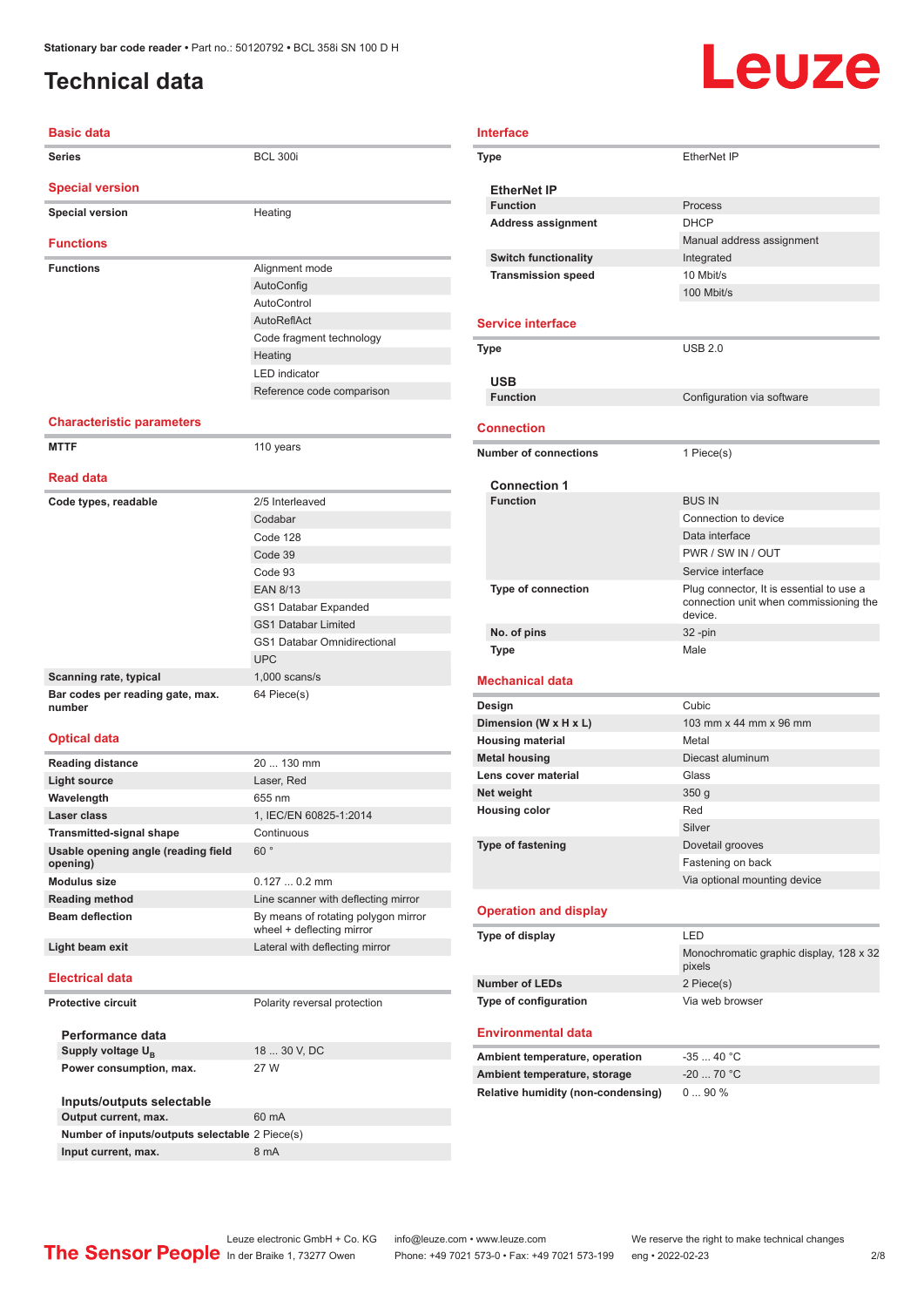Stationary bar code reader • Part no.: 50120792 • BCL 358i SN 100 D H

# Technical data

## Basic data

| | |
|---|---|
| Series | BCL 300i |

## Special version

| | |
|---|---|
| Special version | Heating |

## Functions

| | |
|---|---|
| Functions | Alignment mode |
| | AutoConfig |
| | AutoControl |
| | AutoReflAct |
| | Code fragment technology |
| | Heating |
| | LED indicator |
| | Reference code comparison |

## Characteristic parameters

| | |
|---|---|
| MTTF | 110 years |

## Read data

| | |
|---|---|
| Code types, readable | 2/5 Interleaved |
| | Codabar |
| | Code 128 |
| | Code 39 |
| | Code 93 |
| | EAN 8/13 |
| | GS1 Databar Expanded |
| | GS1 Databar Limited |
| | GS1 Databar Omnidirectional |
| | UPC |
| Scanning rate, typical | 1,000 scans/s |
| Bar codes per reading gate, max. number | 64 Piece(s) |

## Optical data

| | |
|---|---|
| Reading distance | 20 ... 130 mm |
| Light source | Laser, Red |
| Wavelength | 655 nm |
| Laser class | 1, IEC/EN 60825-1:2014 |
| Transmitted-signal shape | Continuous |
| Usable opening angle (reading field opening) | 60 ° |
| Modulus size | 0.127 ... 0.2 mm |
| Reading method | Line scanner with deflecting mirror |
| Beam deflection | By means of rotating polygon mirror wheel + deflecting mirror |
| Light beam exit | Lateral with deflecting mirror |

## Electrical data

| | |
|---|---|
| Protective circuit | Polarity reversal protection |

### Performance data

| | |
|---|---|
| Supply voltage $U_B$ | 18 ... 30 V, DC |
| Power consumption, max. | 27 W |

### Inputs/outputs selectable

| | |
|---|---|
| Output current, max. | 60 mA |
| Number of inputs/outputs selectable | 2 Piece(s) |
| Input current, max. | 8 mA |

## Interface

| | |
|---|---|
| Type | EtherNet IP |

### EtherNet IP

| | |
|---|---|
| Function | Process |
| Address assignment | DHCP |
| | Manual address assignment |
| Switch functionality | Integrated |
| Transmission speed | 10 Mbit/s |
| | 100 Mbit/s |

## Service interface

| | |
|---|---|
| Type | USB 2.0 |

### USB

| | |
|---|---|
| Function | Configuration via software |

## Connection

| | |
|---|---|
| Number of connections | 1 Piece(s) |

### Connection 1

| | |
|---|---|
| Function | BUS IN |
| | Connection to device |
| | Data interface |
| | PWR / SW IN / OUT |
| | Service interface |
| Type of connection | Plug connector, It is essential to use a connection unit when commissioning the device. |
| No. of pins | 32 -pin |
| Type | Male |

## Mechanical data

| | |
|---|---|
| Design | Cubic |
| Dimension (W x H x L) | 103 mm x 44 mm x 96 mm |
| Housing material | Metal |
| Metal housing | Diecast aluminum |
| Lens cover material | Glass |
| Net weight | 350 g |
| Housing color | Red |
| | Silver |
| Type of fastening | Dovetail grooves |
| | Fastening on back |
| | Via optional mounting device |

## Operation and display

| | |
|---|---|
| Type of display | LED |
| | Monochromatic graphic display, 128 x 32 pixels |
| Number of LEDs | 2 Piece(s) |
| Type of configuration | Via web browser |

## Environmental data

| | |
|---|---|
| Ambient temperature, operation | -35 ... 40 °C |
| Ambient temperature, storage | -20 ... 70 °C |
| Relative humidity (non-condensing) | 0 ... 90 % |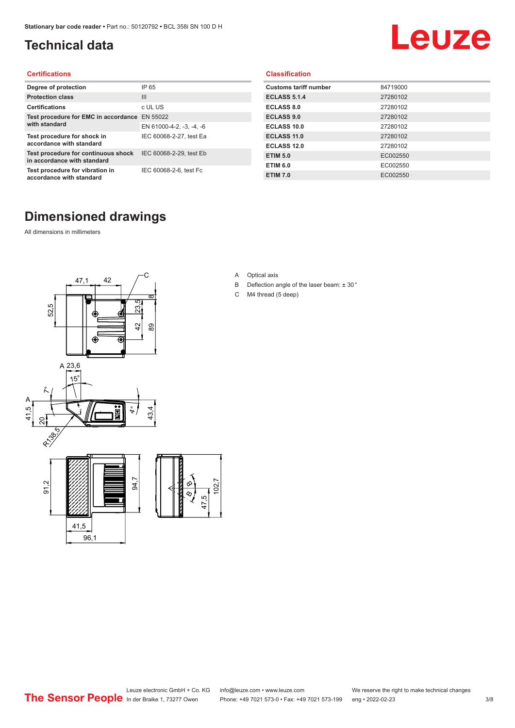# Technical data

## Certifications

| | |
|---|---|
| Degree of protection | IP 65 |
| Protection class | III |
| Certifications | c UL US |
| Test procedure for EMC in accordance with standard | EN 55022 |
| | EN 61000-4-2, -3, -4, -6 |
| Test procedure for shock in accordance with standard | IEC 60068-2-27, test Ea |
| Test procedure for continuous shock in accordance with standard | IEC 60068-2-29, test Eb |
| Test procedure for vibration in accordance with standard | IEC 60068-2-6, test Fc |

## Classification

| | |
|---|---|
| Customs tariff number | 84719000 |
| ECLASS 5.1.4 | 27280102 |
| ECLASS 8.0 | 27280102 |
| ECLASS 9.0 | 27280102 |
| ECLASS 10.0 | 27280102 |
| ECLASS 11.0 | 27280102 |
| ECLASS 12.0 | 27280102 |
| ETIM 5.0 | EC002550 |
| ETIM 6.0 | EC002550 |
| ETIM 7.0 | EC002550 |

# Dimensioned drawings

All dimensions in millimeters

47,1
42
C
52,5
8
23,5
42
89
A 23,6
15°
7°
A
41,5
20
4°
43,4
R138,5
91,2
94,7
41,5
96,1
B
B
47,5
102,7

A Optical axis

B Deflection angle of the laser beam: ± 30 °

C M4 thread (5 deep)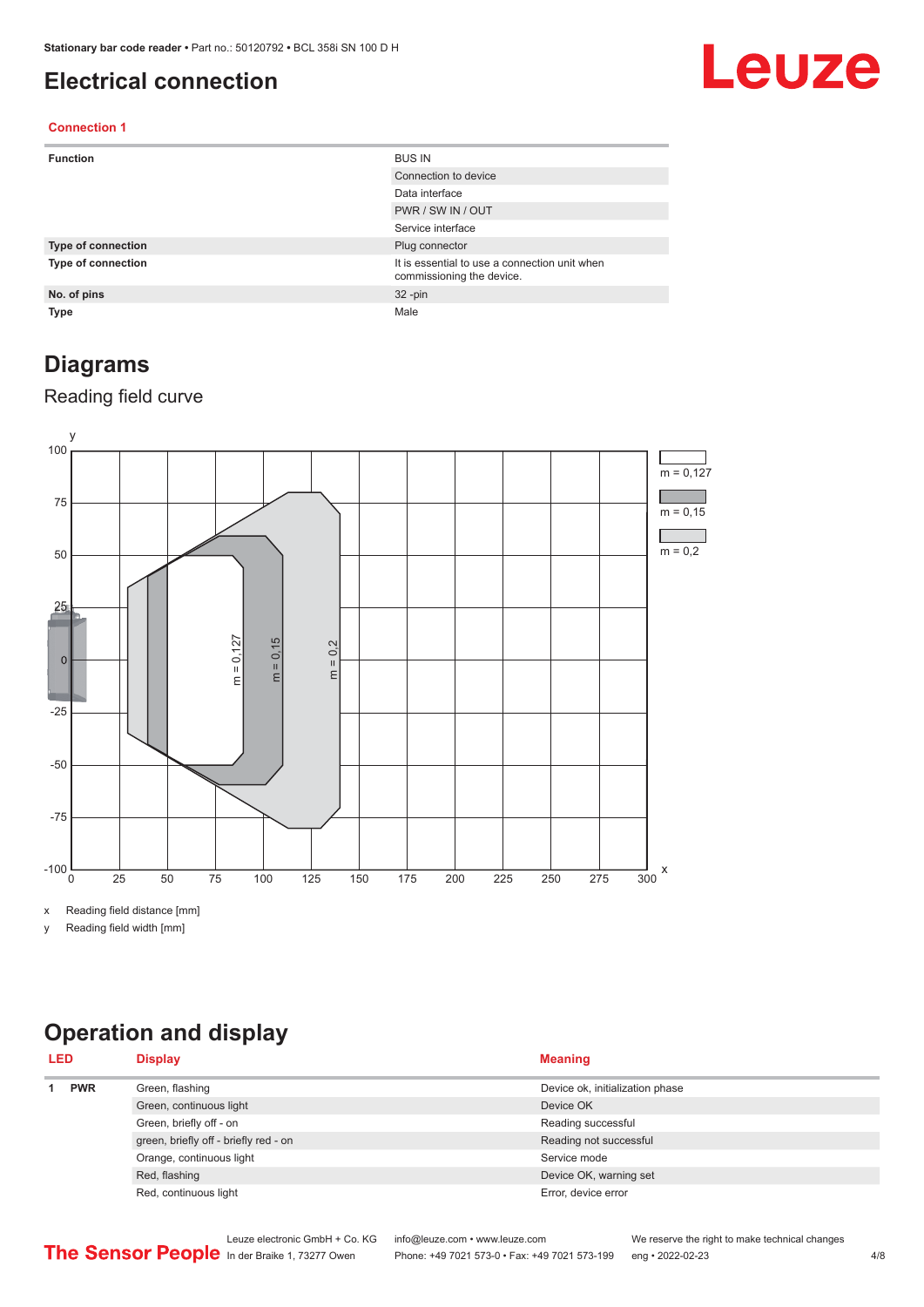# Electrical connection

### Connection 1

| | |
|---|---|
| **Function** | BUS IN |
| | Connection to device |
| | Data interface |
| | PWR / SW IN / OUT |
| | Service interface |
| **Type of connection** | Plug connector |
| **Type of connection** | It is essential to use a connection unit when commissioning the device. |
| **No. of pins** | 32 -pin |
| **Type** | Male |

# Diagrams

## Reading field curve

x Reading field distance [mm]

y Reading field width [mm]

# Operation and display

| LED | | Display | Meaning |
|---|---|---|---|
| 1 | PWR | Green, flashing | Device ok, initialization phase |
| | | Green, continuous light | Device OK |
| | | Green, briefly off - on | Reading successful |
| | | green, briefly off - briefly red - on | Reading not successful |
| | | Orange, continuous light | Service mode |
| | | Red, flashing | Device OK, warning set |
| | | Red, continuous light | Error, device error |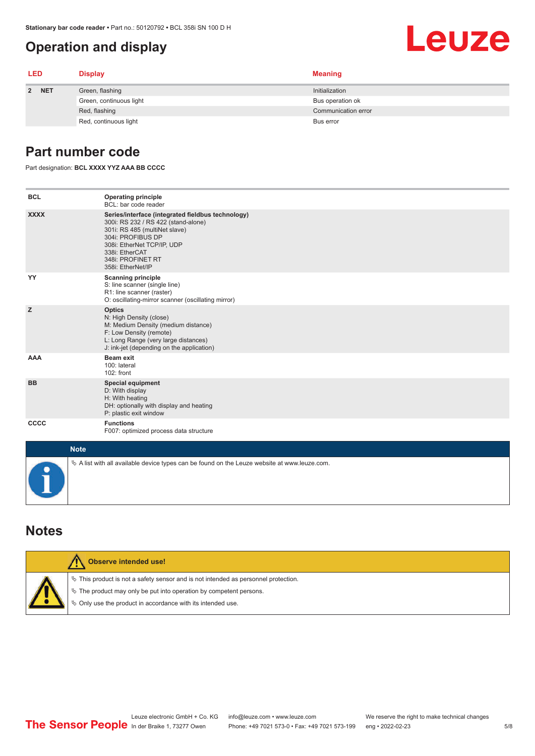# Operation and display

| LED | | Display | Meaning |
|---|---|---|---|
| 2 | NET | Green, flashing | Initialization |
| | | Green, continuous light | Bus operation ok |
| | | Red, flashing | Communication error |
| | | Red, continuous light | Bus error |

# Part number code

Part designation: **BCL XXXX YYZ AAA BB CCCC**

| | |
|---|---|
| **BCL** | **Operating principle**<br>BCL: bar code reader |
| **XXXX** | **Series/interface (integrated fieldbus technology)**<br>300i: RS 232 / RS 422 (stand-alone)<br>301i: RS 485 (multiNet slave)<br>304i: PROFIBUS DP<br>308i: EtherNet TCP/IP, UDP<br>338i: EtherCAT<br>348i: PROFINET RT<br>358i: EtherNet/IP |
| **YY** | **Scanning principle**<br>S: line scanner (single line)<br>R1: line scanner (raster)<br>O: oscillating-mirror scanner (oscillating mirror) |
| **Z** | **Optics**<br>N: High Density (close)<br>M: Medium Density (medium distance)<br>F: Low Density (remote)<br>L: Long Range (very large distances)<br>J: ink-jet (depending on the application) |
| **AAA** | **Beam exit**<br>100: lateral<br>102: front |
| **BB** | **Special equipment**<br>D: With display<br>H: With heating<br>DH: optionally with display and heating<br>P: plastic exit window |
| **CCCC** | **Functions**<br>F007: optimized process data structure |

**Note**

- A list with all available device types can be found on the Leuze website at www.leuze.com.

# Notes

**Observe intended use!**

- This product is not a safety sensor and is not intended as personnel protection.
- The product may only be put into operation by competent persons.
- Only use the product in accordance with its intended use.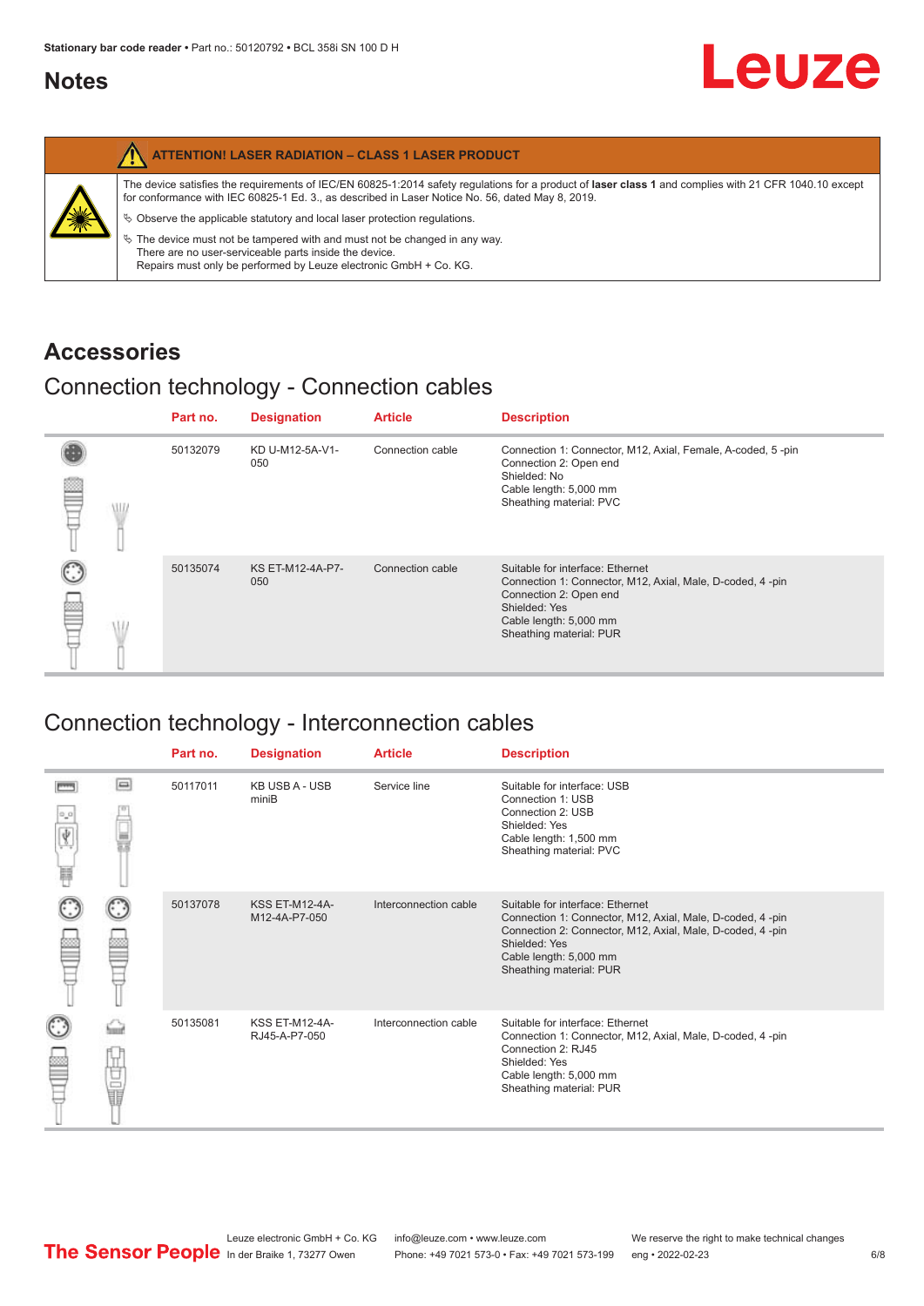## Notes

**ATTENTION! LASER RADIATION – CLASS 1 LASER PRODUCT**

The device satisfies the requirements of IEC/EN 60825-1:2014 safety regulations for a product of **laser class 1** and complies with 21 CFR 1040.10 except for conformance with IEC 60825-1 Ed. 3., as described in Laser Notice No. 56, dated May 8, 2019.

- Observe the applicable statutory and local laser protection regulations.
- The device must not be tampered with and must not be changed in any way.
  There are no user-serviceable parts inside the device.
  Repairs must only be performed by Leuze electronic GmbH + Co. KG.

# Accessories

## Connection technology - Connection cables

| Part no. | Designation | Article | Description |
|---|---|---|---|
| 50132079 | KD U-M12-5A-V1-050 | Connection cable | Connection 1: Connector, M12, Axial, Female, A-coded, 5 -pin<br>Connection 2: Open end<br>Shielded: No<br>Cable length: 5,000 mm<br>Sheathing material: PVC |
| 50135074 | KS ET-M12-4A-P7-050 | Connection cable | Suitable for interface: Ethernet<br>Connection 1: Connector, M12, Axial, Male, D-coded, 4 -pin<br>Connection 2: Open end<br>Shielded: Yes<br>Cable length: 5,000 mm<br>Sheathing material: PUR |

## Connection technology - Interconnection cables

| Part no. | Designation | Article | Description |
|---|---|---|---|
| 50117011 | KB USB A - USB miniB | Service line | Suitable for interface: USB<br>Connection 1: USB<br>Connection 2: USB<br>Shielded: Yes<br>Cable length: 1,500 mm<br>Sheathing material: PVC |
| 50137078 | KSS ET-M12-4A-M12-4A-P7-050 | Interconnection cable | Suitable for interface: Ethernet<br>Connection 1: Connector, M12, Axial, Male, D-coded, 4 -pin<br>Connection 2: Connector, M12, Axial, Male, D-coded, 4 -pin<br>Shielded: Yes<br>Cable length: 5,000 mm<br>Sheathing material: PUR |
| 50135081 | KSS ET-M12-4A-RJ45-A-P7-050 | Interconnection cable | Suitable for interface: Ethernet<br>Connection 1: Connector, M12, Axial, Male, D-coded, 4 -pin<br>Connection 2: RJ45<br>Shielded: Yes<br>Cable length: 5,000 mm<br>Sheathing material: PUR |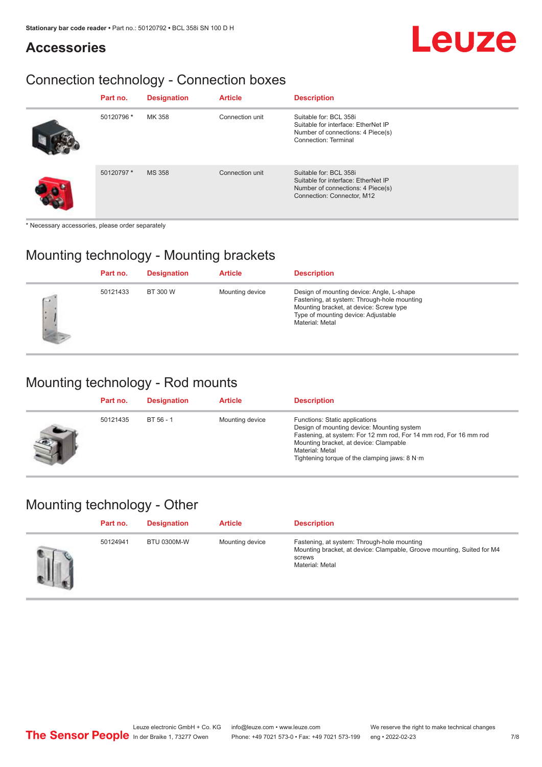# Accessories

## Connection technology - Connection boxes

| | Part no. | Designation | Article | Description |
|---|---|---|---|---|
| | 50120796 * | MK 358 | Connection unit | Suitable for: BCL 358i<br>Suitable for interface: EtherNet IP<br>Number of connections: 4 Piece(s)<br>Connection: Terminal |
| | 50120797 * | MS 358 | Connection unit | Suitable for: BCL 358i<br>Suitable for interface: EtherNet IP<br>Number of connections: 4 Piece(s)<br>Connection: Connector, M12 |

\* Necessary accessories, please order separately

## Mounting technology - Mounting brackets

| | Part no. | Designation | Article | Description |
|---|---|---|---|---|
| | 50121433 | BT 300 W | Mounting device | Design of mounting device: Angle, L-shape<br>Fastening, at system: Through-hole mounting<br>Mounting bracket, at device: Screw type<br>Type of mounting device: Adjustable<br>Material: Metal |

## Mounting technology - Rod mounts

| | Part no. | Designation | Article | Description |
|---|---|---|---|---|
| | 50121435 | BT 56 - 1 | Mounting device | Functions: Static applications<br>Design of mounting device: Mounting system<br>Fastening, at system: For 12 mm rod, For 14 mm rod, For 16 mm rod<br>Mounting bracket, at device: Clampable<br>Material: Metal<br>Tightening torque of the clamping jaws: 8 N·m |

## Mounting technology - Other

| | Part no. | Designation | Article | Description |
|---|---|---|---|---|
| | 50124941 | BTU 0300M-W | Mounting device | Fastening, at system: Through-hole mounting<br>Mounting bracket, at device: Clampable, Groove mounting, Suited for M4 screws<br>Material: Metal |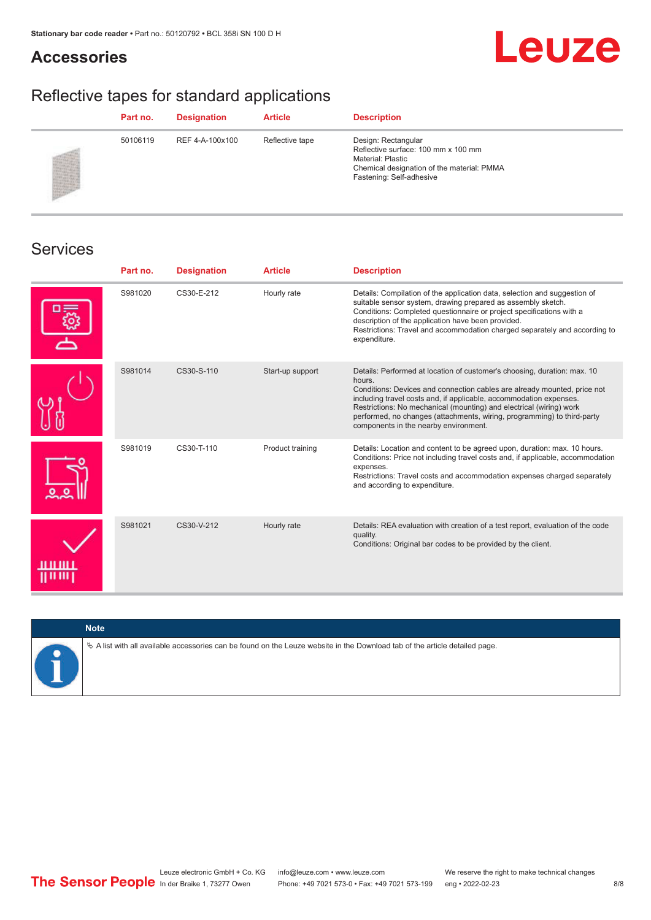## Accessories

# Reflective tapes for standard applications

| | Part no. | Designation | Article | Description |
|---|---|---|---|---|
| | 50106119 | REF 4-A-100x100 | Reflective tape | Design: Rectangular<br>Reflective surface: 100 mm x 100 mm<br>Material: Plastic<br>Chemical designation of the material: PMMA<br>Fastening: Self-adhesive |

# Services

| | Part no. | Designation | Article | Description |
|---|---|---|---|---|
| | S981020 | CS30-E-212 | Hourly rate | Details: Compilation of the application data, selection and suggestion of suitable sensor system, drawing prepared as assembly sketch.<br>Conditions: Completed questionnaire or project specifications with a description of the application have been provided.<br>Restrictions: Travel and accommodation charged separately and according to expenditure. |
| | S981014 | CS30-S-110 | Start-up support | Details: Performed at location of customer's choosing, duration: max. 10 hours.<br>Conditions: Devices and connection cables are already mounted, price not including travel costs and, if applicable, accommodation expenses.<br>Restrictions: No mechanical (mounting) and electrical (wiring) work performed, no changes (attachments, wiring, programming) to third-party components in the nearby environment. |
| | S981019 | CS30-T-110 | Product training | Details: Location and content to be agreed upon, duration: max. 10 hours.<br>Conditions: Price not including travel costs and, if applicable, accommodation expenses.<br>Restrictions: Travel costs and accommodation expenses charged separately and according to expenditure. |
| | S981021 | CS30-V-212 | Hourly rate | Details: REA evaluation with creation of a test report, evaluation of the code quality.<br>Conditions: Original bar codes to be provided by the client. |

**Note**

A list with all available accessories can be found on the Leuze website in the Download tab of the article detailed page.